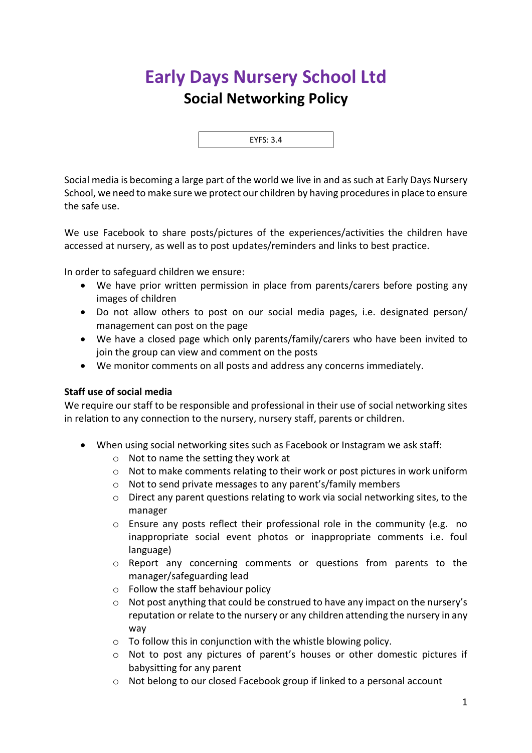# Early Days Nursery School Ltd

## Social Networking Policy

EYFS: 3.4

Social media is becoming a large part of the world we live in and as such at Early Days Nursery School, we need to make sure we protect our children by having procedures in place to ensure the safe use.

We use Facebook to share posts/pictures of the experiences/activities the children have accessed at nursery, as well as to post updates/reminders and links to best practice.

In order to safeguard children we ensure:

- We have prior written permission in place from parents/carers before posting any images of children
- Do not allow others to post on our social media pages, i.e. designated person/ management can post on the page
- We have a closed page which only parents/family/carers who have been invited to join the group can view and comment on the posts
- We monitor comments on all posts and address any concerns immediately.

**Staff use of social media**

We require our staff to be responsible and professional in their use of social networking sites in relation to any connection to the nursery, nursery staff, parents or children.

- When using social networking sites such as Facebook or Instagram we ask staff:
    - Not to name the setting they work at
    - Not to make comments relating to their work or post pictures in work uniform
    - Not to send private messages to any parent's/family members
    - Direct any parent questions relating to work via social networking sites, to the manager
    - Ensure any posts reflect their professional role in the community (e.g. no inappropriate social event photos or inappropriate comments i.e. foul language)
    - Report any concerning comments or questions from parents to the manager/safeguarding lead
    - Follow the staff behaviour policy
    - Not post anything that could be construed to have any impact on the nursery's reputation or relate to the nursery or any children attending the nursery in any way
    - To follow this in conjunction with the whistle blowing policy.
    - Not to post any pictures of parent's houses or other domestic pictures if babysitting for any parent
    - Not belong to our closed Facebook group if linked to a personal account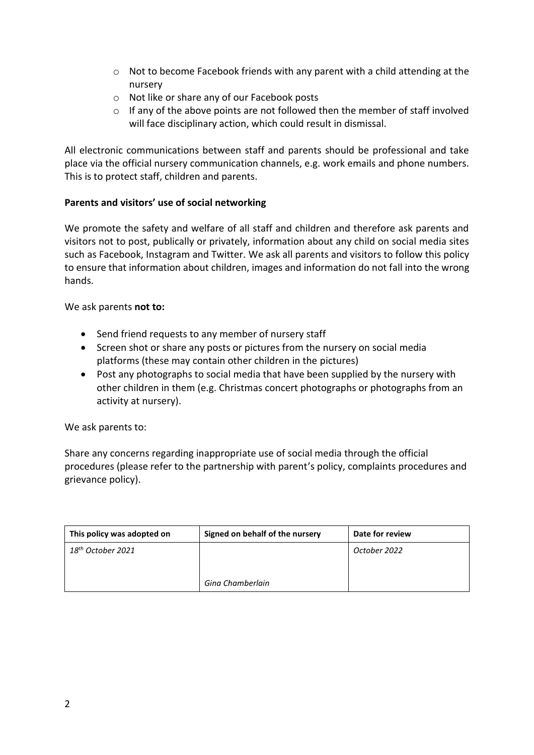- Not to become Facebook friends with any parent with a child attending at the nursery
- Not like or share any of our Facebook posts
- If any of the above points are not followed then the member of staff involved will face disciplinary action, which could result in dismissal.

All electronic communications between staff and parents should be professional and take place via the official nursery communication channels, e.g. work emails and phone numbers. This is to protect staff, children and parents.

**Parents and visitors' use of social networking**

We promote the safety and welfare of all staff and children and therefore ask parents and visitors not to post, publically or privately, information about any child on social media sites such as Facebook, Instagram and Twitter. We ask all parents and visitors to follow this policy to ensure that information about children, images and information do not fall into the wrong hands.

We ask parents **not to:**

- Send friend requests to any member of nursery staff
- Screen shot or share any posts or pictures from the nursery on social media platforms (these may contain other children in the pictures)
- Post any photographs to social media that have been supplied by the nursery with other children in them (e.g. Christmas concert photographs or photographs from an activity at nursery).

We ask parents to:

Share any concerns regarding inappropriate use of social media through the official procedures (please refer to the partnership with parent's policy, complaints procedures and grievance policy).

| This policy was adopted on | Signed on behalf of the nursery | Date for review |
|---|---|---|
| *18th October 2021* | *Gina Chamberlain* | *October 2022* |